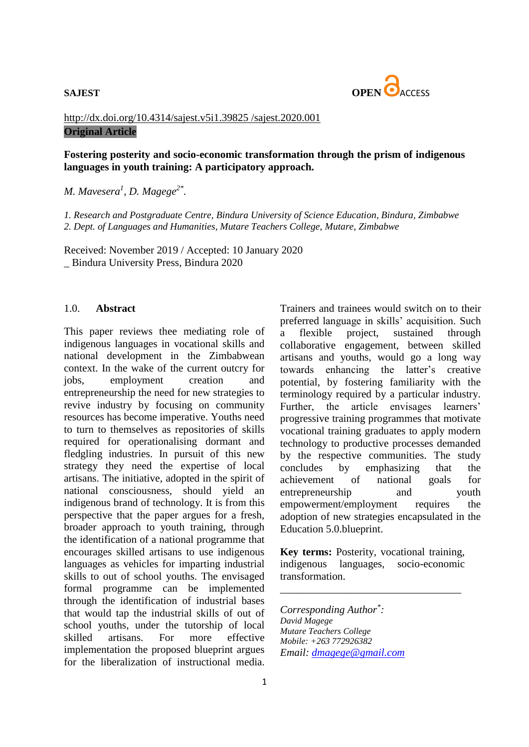SAJEST

OPEN ACCESS

http://dx.doi.org/10.4314/sajest.v5i1.39825 /sajest.2020.001

**Original Article**

# Fostering posterity and socio-economic transformation through the prism of indigenous languages in youth training: A participatory approach.

*M. Mavesera[1], D. Magege[2*].*

*1. Research and Postgraduate Centre, Bindura University of Science Education, Bindura, Zimbabwe*
*2. Dept. of Languages and Humanities, Mutare Teachers College, Mutare, Zimbabwe*

Received: November 2019 / Accepted: 10 January 2020
_ Bindura University Press, Bindura 2020

## 1.0. Abstract

This paper reviews thee mediating role of indigenous languages in vocational skills and national development in the Zimbabwean context. In the wake of the current outcry for jobs, employment creation and entrepreneurship the need for new strategies to revive industry by focusing on community resources has become imperative. Youths need to turn to themselves as repositories of skills required for operationalising dormant and fledgling industries. In pursuit of this new strategy they need the expertise of local artisans. The initiative, adopted in the spirit of national consciousness, should yield an indigenous brand of technology. It is from this perspective that the paper argues for a fresh, broader approach to youth training, through the identification of a national programme that encourages skilled artisans to use indigenous languages as vehicles for imparting industrial skills to out of school youths. The envisaged formal programme can be implemented through the identification of industrial bases that would tap the industrial skills of out of school youths, under the tutorship of local skilled artisans. For more effective implementation the proposed blueprint argues for the liberalization of instructional media. Trainers and trainees would switch on to their preferred language in skills' acquisition. Such a flexible project, sustained through collaborative engagement, between skilled artisans and youths, would go a long way towards enhancing the latter's creative potential, by fostering familiarity with the terminology required by a particular industry. Further, the article envisages learners' progressive training programmes that motivate vocational training graduates to apply modern technology to productive processes demanded by the respective communities. The study concludes by emphasizing that the achievement of national goals for entrepreneurship and youth empowerment/employment requires the adoption of new strategies encapsulated in the Education 5.0.blueprint.

**Key terms:** Posterity, vocational training, indigenous languages, socio-economic transformation.

---

*Corresponding Author*:*
*David Magege*
*Mutare Teachers College*
*Mobile: +263 772926382*
*Email: dmagege@gmail.com*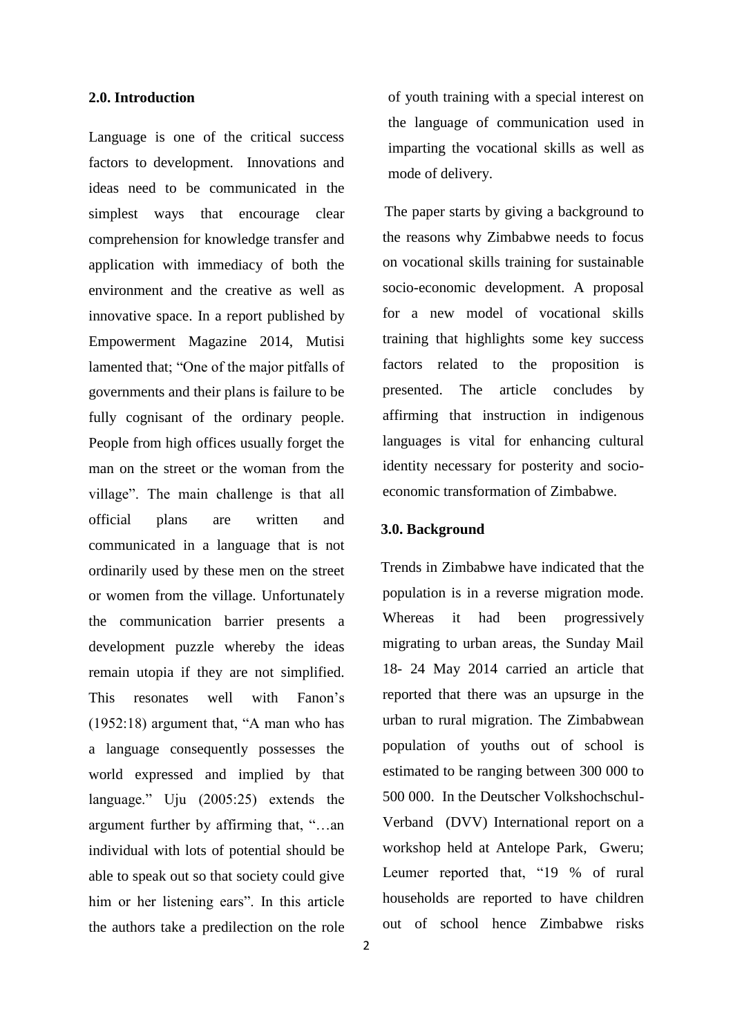## 2.0. Introduction

Language is one of the critical success factors to development. Innovations and ideas need to be communicated in the simplest ways that encourage clear comprehension for knowledge transfer and application with immediacy of both the environment and the creative as well as innovative space. In a report published by Empowerment Magazine 2014, Mutisi lamented that; "One of the major pitfalls of governments and their plans is failure to be fully cognisant of the ordinary people. People from high offices usually forget the man on the street or the woman from the village". The main challenge is that all official plans are written and communicated in a language that is not ordinarily used by these men on the street or women from the village. Unfortunately the communication barrier presents a development puzzle whereby the ideas remain utopia if they are not simplified. This resonates well with Fanon's (1952:18) argument that, "A man who has a language consequently possesses the world expressed and implied by that language." Uju (2005:25) extends the argument further by affirming that, "…an individual with lots of potential should be able to speak out so that society could give him or her listening ears". In this article the authors take a predilection on the role of youth training with a special interest on the language of communication used in imparting the vocational skills as well as mode of delivery.

The paper starts by giving a background to the reasons why Zimbabwe needs to focus on vocational skills training for sustainable socio-economic development. A proposal for a new model of vocational skills training that highlights some key success factors related to the proposition is presented. The article concludes by affirming that instruction in indigenous languages is vital for enhancing cultural identity necessary for posterity and socio-economic transformation of Zimbabwe.

## 3.0. Background

Trends in Zimbabwe have indicated that the population is in a reverse migration mode. Whereas it had been progressively migrating to urban areas, the Sunday Mail 18- 24 May 2014 carried an article that reported that there was an upsurge in the urban to rural migration. The Zimbabwean population of youths out of school is estimated to be ranging between 300 000 to 500 000. In the Deutscher Volkshochschul-Verband (DVV) International report on a workshop held at Antelope Park, Gweru; Leumer reported that, "19 % of rural households are reported to have children out of school hence Zimbabwe risks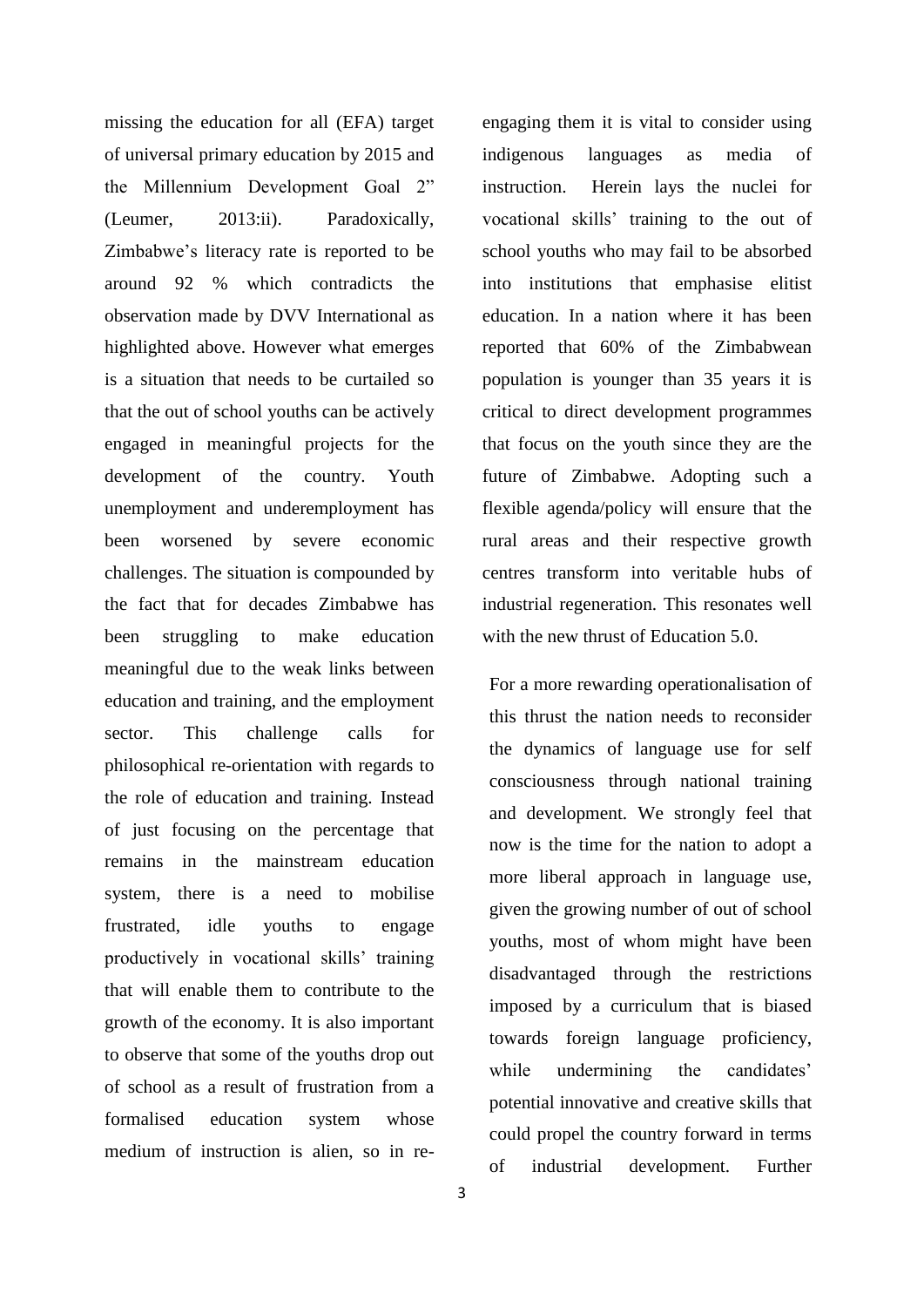missing the education for all (EFA) target of universal primary education by 2015 and the Millennium Development Goal 2" (Leumer, 2013:ii). Paradoxically, Zimbabwe's literacy rate is reported to be around 92 % which contradicts the observation made by DVV International as highlighted above. However what emerges is a situation that needs to be curtailed so that the out of school youths can be actively engaged in meaningful projects for the development of the country. Youth unemployment and underemployment has been worsened by severe economic challenges. The situation is compounded by the fact that for decades Zimbabwe has been struggling to make education meaningful due to the weak links between education and training, and the employment sector. This challenge calls for philosophical re-orientation with regards to the role of education and training. Instead of just focusing on the percentage that remains in the mainstream education system, there is a need to mobilise frustrated, idle youths to engage productively in vocational skills' training that will enable them to contribute to the growth of the economy. It is also important to observe that some of the youths drop out of school as a result of frustration from a formalised education system whose medium of instruction is alien, so in re-engaging them it is vital to consider using indigenous languages as media of instruction. Herein lays the nuclei for vocational skills' training to the out of school youths who may fail to be absorbed into institutions that emphasise elitist education. In a nation where it has been reported that 60% of the Zimbabwean population is younger than 35 years it is critical to direct development programmes that focus on the youth since they are the future of Zimbabwe. Adopting such a flexible agenda/policy will ensure that the rural areas and their respective growth centres transform into veritable hubs of industrial regeneration. This resonates well with the new thrust of Education 5.0.

For a more rewarding operationalisation of this thrust the nation needs to reconsider the dynamics of language use for self consciousness through national training and development. We strongly feel that now is the time for the nation to adopt a more liberal approach in language use, given the growing number of out of school youths, most of whom might have been disadvantaged through the restrictions imposed by a curriculum that is biased towards foreign language proficiency, while undermining the candidates' potential innovative and creative skills that could propel the country forward in terms of industrial development. Further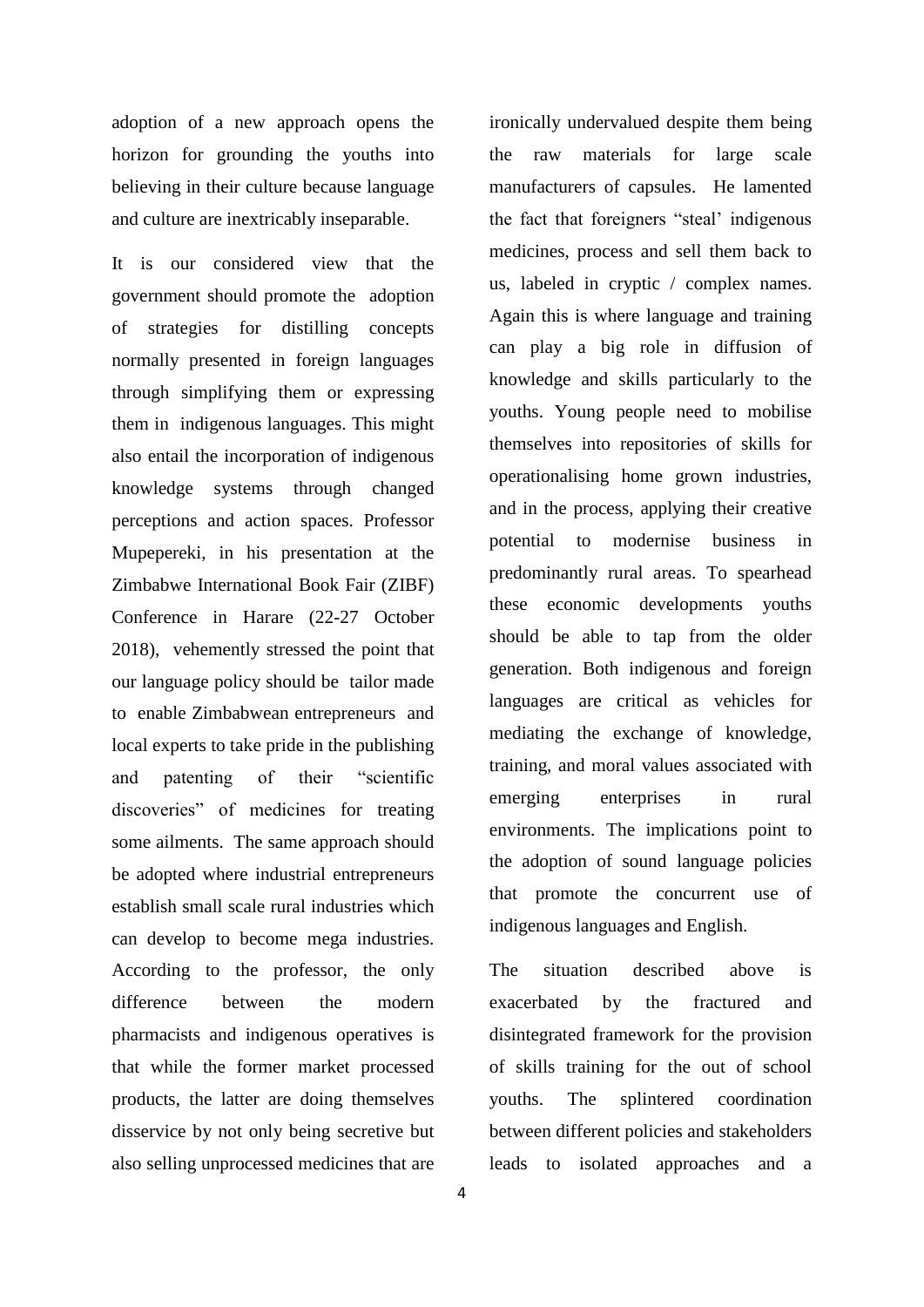adoption of a new approach opens the horizon for grounding the youths into believing in their culture because language and culture are inextricably inseparable.

It is our considered view that the government should promote the adoption of strategies for distilling concepts normally presented in foreign languages through simplifying them or expressing them in indigenous languages. This might also entail the incorporation of indigenous knowledge systems through changed perceptions and action spaces. Professor Mupepereki, in his presentation at the Zimbabwe International Book Fair (ZIBF) Conference in Harare (22-27 October 2018), vehemently stressed the point that our language policy should be tailor made to enable Zimbabwean entrepreneurs and local experts to take pride in the publishing and patenting of their "scientific discoveries" of medicines for treating some ailments. The same approach should be adopted where industrial entrepreneurs establish small scale rural industries which can develop to become mega industries. According to the professor, the only difference between the modern pharmacists and indigenous operatives is that while the former market processed products, the latter are doing themselves disservice by not only being secretive but also selling unprocessed medicines that are ironically undervalued despite them being the raw materials for large scale manufacturers of capsules. He lamented the fact that foreigners "steal' indigenous medicines, process and sell them back to us, labeled in cryptic / complex names. Again this is where language and training can play a big role in diffusion of knowledge and skills particularly to the youths. Young people need to mobilise themselves into repositories of skills for operationalising home grown industries, and in the process, applying their creative potential to modernise business in predominantly rural areas. To spearhead these economic developments youths should be able to tap from the older generation. Both indigenous and foreign languages are critical as vehicles for mediating the exchange of knowledge, training, and moral values associated with emerging enterprises in rural environments. The implications point to the adoption of sound language policies that promote the concurrent use of indigenous languages and English.

The situation described above is exacerbated by the fractured and disintegrated framework for the provision of skills training for the out of school youths. The splintered coordination between different policies and stakeholders leads to isolated approaches and a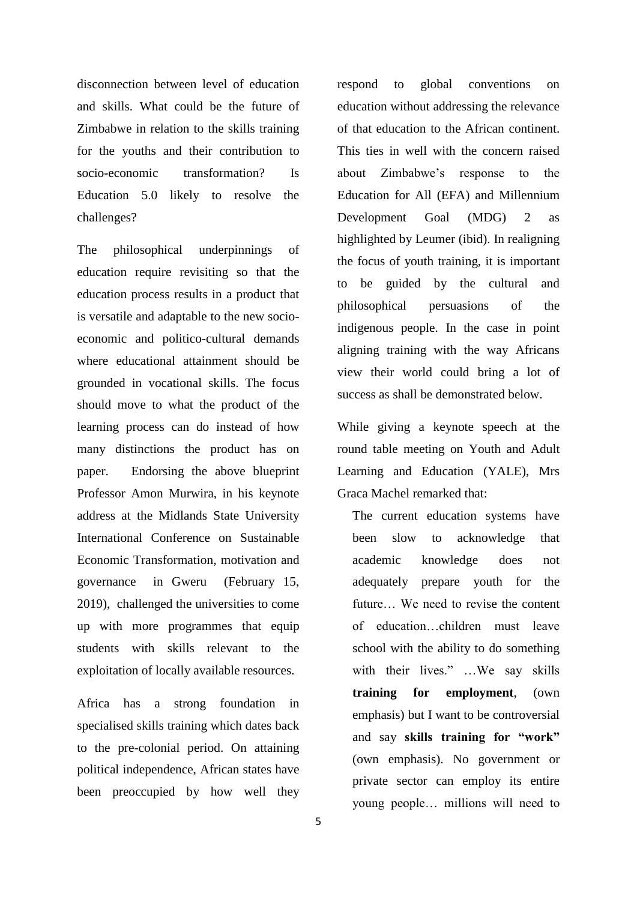disconnection between level of education and skills. What could be the future of Zimbabwe in relation to the skills training for the youths and their contribution to socio-economic transformation? Is Education 5.0 likely to resolve the challenges?

The philosophical underpinnings of education require revisiting so that the education process results in a product that is versatile and adaptable to the new socio-economic and politico-cultural demands where educational attainment should be grounded in vocational skills. The focus should move to what the product of the learning process can do instead of how many distinctions the product has on paper. Endorsing the above blueprint Professor Amon Murwira, in his keynote address at the Midlands State University International Conference on Sustainable Economic Transformation, motivation and governance in Gweru (February 15, 2019), challenged the universities to come up with more programmes that equip students with skills relevant to the exploitation of locally available resources.

Africa has a strong foundation in specialised skills training which dates back to the pre-colonial period. On attaining political independence, African states have been preoccupied by how well they respond to global conventions on education without addressing the relevance of that education to the African continent. This ties in well with the concern raised about Zimbabwe's response to the Education for All (EFA) and Millennium Development Goal (MDG) 2 as highlighted by Leumer (ibid). In realigning the focus of youth training, it is important to be guided by the cultural and philosophical persuasions of the indigenous people. In the case in point aligning training with the way Africans view their world could bring a lot of success as shall be demonstrated below.

While giving a keynote speech at the round table meeting on Youth and Adult Learning and Education (YALE), Mrs Graca Machel remarked that:

> The current education systems have been slow to acknowledge that academic knowledge does not adequately prepare youth for the future… We need to revise the content of education…children must leave school with the ability to do something with their lives." …We say skills **training for employment**, (own emphasis) but I want to be controversial and say **skills training for "work"** (own emphasis). No government or private sector can employ its entire young people… millions will need to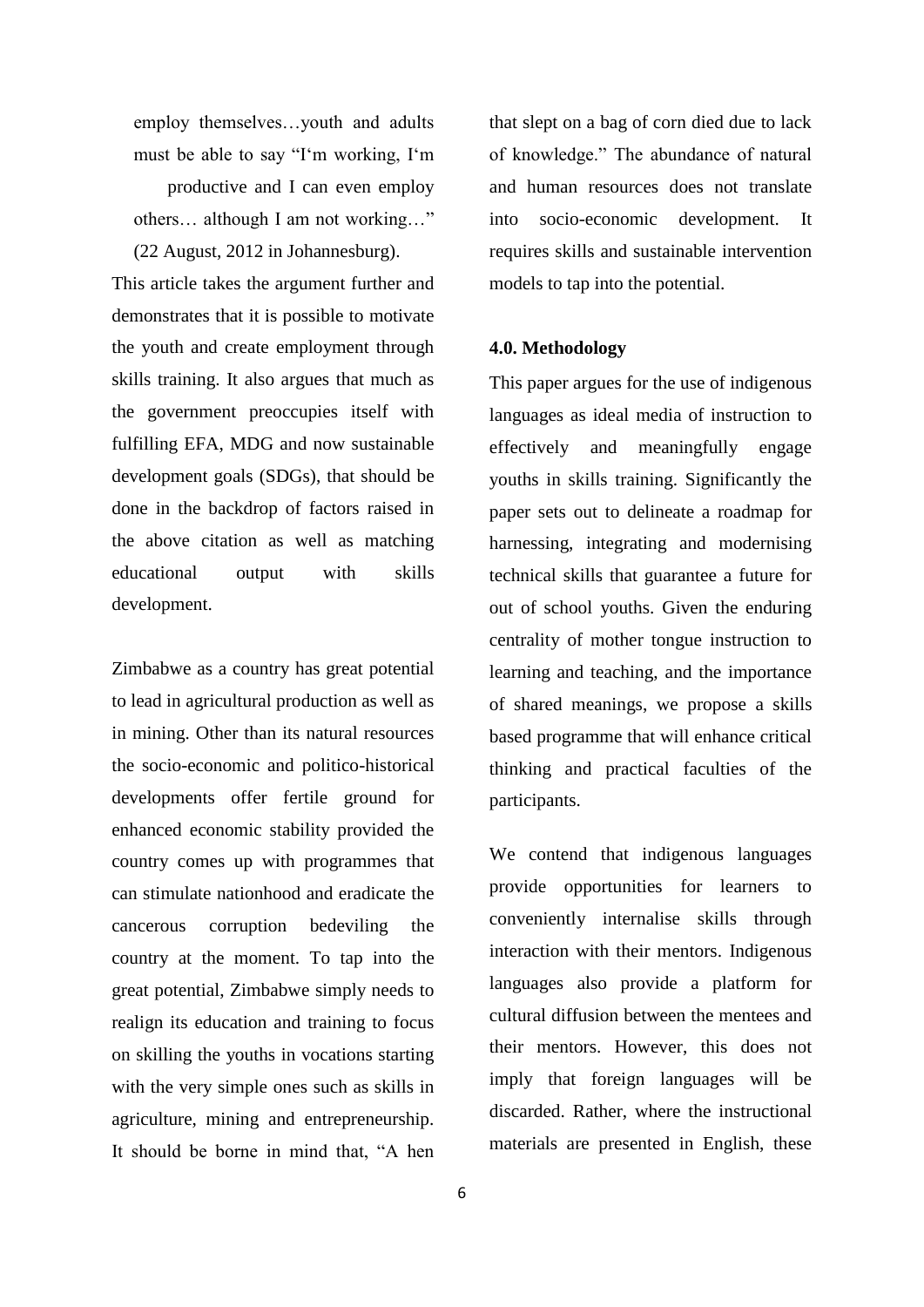> employ themselves…youth and adults must be able to say "I'm working, I'm productive and I can even employ others… although I am not working…" (22 August, 2012 in Johannesburg).

This article takes the argument further and demonstrates that it is possible to motivate the youth and create employment through skills training. It also argues that much as the government preoccupies itself with fulfilling EFA, MDG and now sustainable development goals (SDGs), that should be done in the backdrop of factors raised in the above citation as well as matching educational output with skills development.

Zimbabwe as a country has great potential to lead in agricultural production as well as in mining. Other than its natural resources the socio-economic and politico-historical developments offer fertile ground for enhanced economic stability provided the country comes up with programmes that can stimulate nationhood and eradicate the cancerous corruption bedeviling the country at the moment. To tap into the great potential, Zimbabwe simply needs to realign its education and training to focus on skilling the youths in vocations starting with the very simple ones such as skills in agriculture, mining and entrepreneurship. It should be borne in mind that, "A hen that slept on a bag of corn died due to lack of knowledge." The abundance of natural and human resources does not translate into socio-economic development. It requires skills and sustainable intervention models to tap into the potential.

## 4.0. Methodology

This paper argues for the use of indigenous languages as ideal media of instruction to effectively and meaningfully engage youths in skills training. Significantly the paper sets out to delineate a roadmap for harnessing, integrating and modernising technical skills that guarantee a future for out of school youths. Given the enduring centrality of mother tongue instruction to learning and teaching, and the importance of shared meanings, we propose a skills based programme that will enhance critical thinking and practical faculties of the participants.

We contend that indigenous languages provide opportunities for learners to conveniently internalise skills through interaction with their mentors. Indigenous languages also provide a platform for cultural diffusion between the mentees and their mentors. However, this does not imply that foreign languages will be discarded. Rather, where the instructional materials are presented in English, these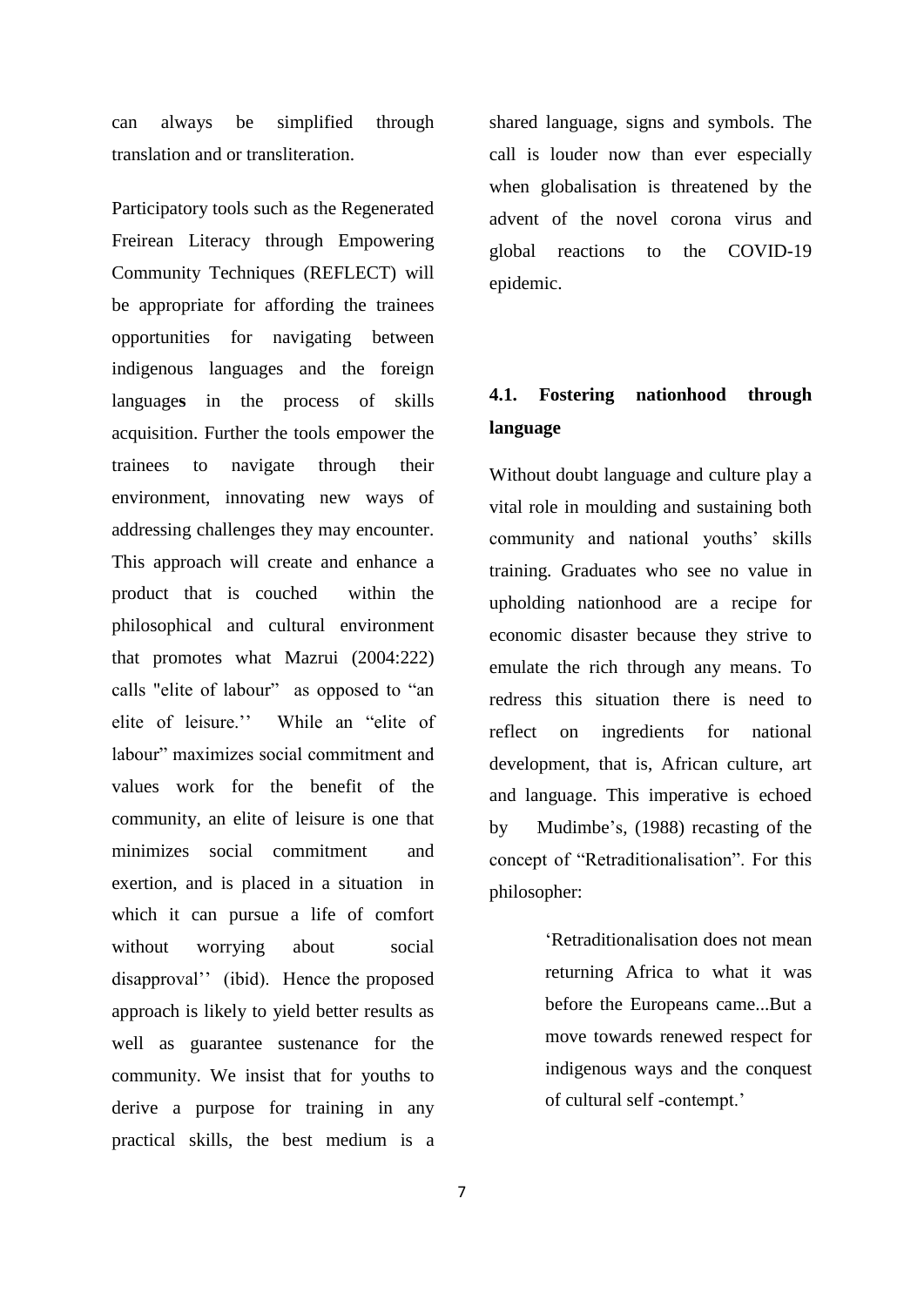can always be simplified through translation and or transliteration.

Participatory tools such as the Regenerated Freirean Literacy through Empowering Community Techniques (REFLECT) will be appropriate for affording the trainees opportunities for navigating between indigenous languages and the foreign languages in the process of skills acquisition. Further the tools empower the trainees to navigate through their environment, innovating new ways of addressing challenges they may encounter. This approach will create and enhance a product that is couched within the philosophical and cultural environment that promotes what Mazrui (2004:222) calls "elite of labour" as opposed to "an elite of leisure.'' While an "elite of labour" maximizes social commitment and values work for the benefit of the community, an elite of leisure is one that minimizes social commitment and exertion, and is placed in a situation in which it can pursue a life of comfort without worrying about social disapproval'' (ibid). Hence the proposed approach is likely to yield better results as well as guarantee sustenance for the community. We insist that for youths to derive a purpose for training in any practical skills, the best medium is a shared language, signs and symbols. The call is louder now than ever especially when globalisation is threatened by the advent of the novel corona virus and global reactions to the COVID-19 epidemic.

### 4.1. Fostering nationhood through language

Without doubt language and culture play a vital role in moulding and sustaining both community and national youths' skills training. Graduates who see no value in upholding nationhood are a recipe for economic disaster because they strive to emulate the rich through any means. To redress this situation there is need to reflect on ingredients for national development, that is, African culture, art and language. This imperative is echoed by Mudimbe's, (1988) recasting of the concept of "Retraditionalisation". For this philosopher:

> 'Retraditionalisation does not mean returning Africa to what it was before the Europeans came...But a move towards renewed respect for indigenous ways and the conquest of cultural self -contempt.'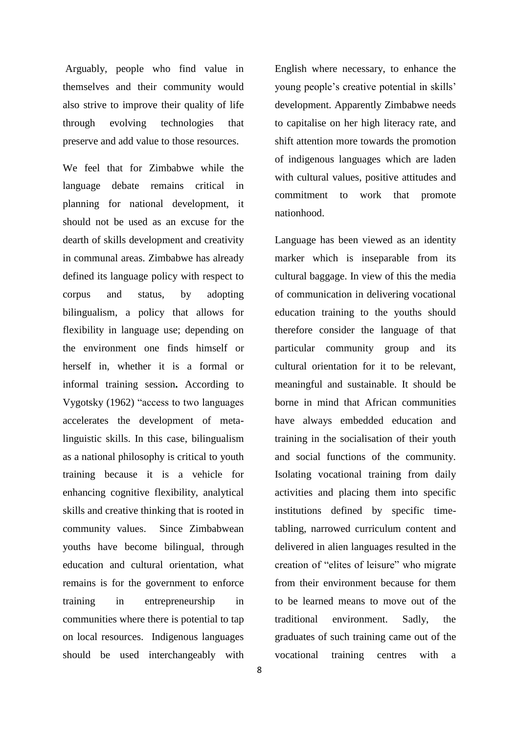Arguably, people who find value in themselves and their community would also strive to improve their quality of life through evolving technologies that preserve and add value to those resources.

We feel that for Zimbabwe while the language debate remains critical in planning for national development, it should not be used as an excuse for the dearth of skills development and creativity in communal areas. Zimbabwe has already defined its language policy with respect to corpus and status, by adopting bilingualism, a policy that allows for flexibility in language use; depending on the environment one finds himself or herself in, whether it is a formal or informal training session**.** According to Vygotsky (1962) "access to two languages accelerates the development of meta-linguistic skills. In this case, bilingualism as a national philosophy is critical to youth training because it is a vehicle for enhancing cognitive flexibility, analytical skills and creative thinking that is rooted in community values. Since Zimbabwean youths have become bilingual, through education and cultural orientation, what remains is for the government to enforce training in entrepreneurship in communities where there is potential to tap on local resources. Indigenous languages should be used interchangeably with English where necessary, to enhance the young people's creative potential in skills' development. Apparently Zimbabwe needs to capitalise on her high literacy rate, and shift attention more towards the promotion of indigenous languages which are laden with cultural values, positive attitudes and commitment to work that promote nationhood.

Language has been viewed as an identity marker which is inseparable from its cultural baggage. In view of this the media of communication in delivering vocational education training to the youths should therefore consider the language of that particular community group and its cultural orientation for it to be relevant, meaningful and sustainable. It should be borne in mind that African communities have always embedded education and training in the socialisation of their youth and social functions of the community. Isolating vocational training from daily activities and placing them into specific institutions defined by specific time-tabling, narrowed curriculum content and delivered in alien languages resulted in the creation of "elites of leisure" who migrate from their environment because for them to be learned means to move out of the traditional environment. Sadly, the graduates of such training came out of the vocational training centres with a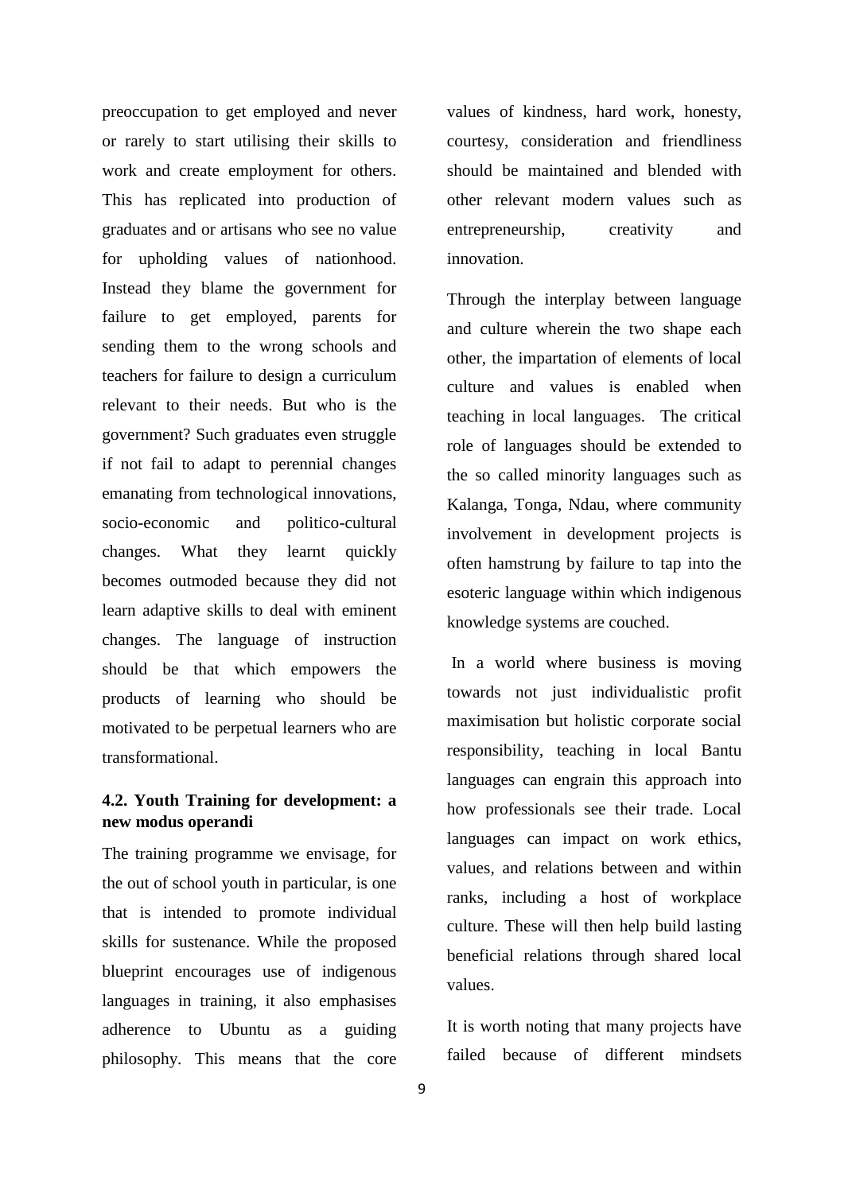preoccupation to get employed and never or rarely to start utilising their skills to work and create employment for others. This has replicated into production of graduates and or artisans who see no value for upholding values of nationhood. Instead they blame the government for failure to get employed, parents for sending them to the wrong schools and teachers for failure to design a curriculum relevant to their needs. But who is the government? Such graduates even struggle if not fail to adapt to perennial changes emanating from technological innovations, socio-economic and politico-cultural changes. What they learnt quickly becomes outmoded because they did not learn adaptive skills to deal with eminent changes. The language of instruction should be that which empowers the products of learning who should be motivated to be perpetual learners who are transformational.

### 4.2. Youth Training for development: a new modus operandi

The training programme we envisage, for the out of school youth in particular, is one that is intended to promote individual skills for sustenance. While the proposed blueprint encourages use of indigenous languages in training, it also emphasises adherence to Ubuntu as a guiding philosophy. This means that the core values of kindness, hard work, honesty, courtesy, consideration and friendliness should be maintained and blended with other relevant modern values such as entrepreneurship, creativity and innovation.

Through the interplay between language and culture wherein the two shape each other, the impartation of elements of local culture and values is enabled when teaching in local languages. The critical role of languages should be extended to the so called minority languages such as Kalanga, Tonga, Ndau, where community involvement in development projects is often hamstrung by failure to tap into the esoteric language within which indigenous knowledge systems are couched.

In a world where business is moving towards not just individualistic profit maximisation but holistic corporate social responsibility, teaching in local Bantu languages can engrain this approach into how professionals see their trade. Local languages can impact on work ethics, values, and relations between and within ranks, including a host of workplace culture. These will then help build lasting beneficial relations through shared local values.

It is worth noting that many projects have failed because of different mindsets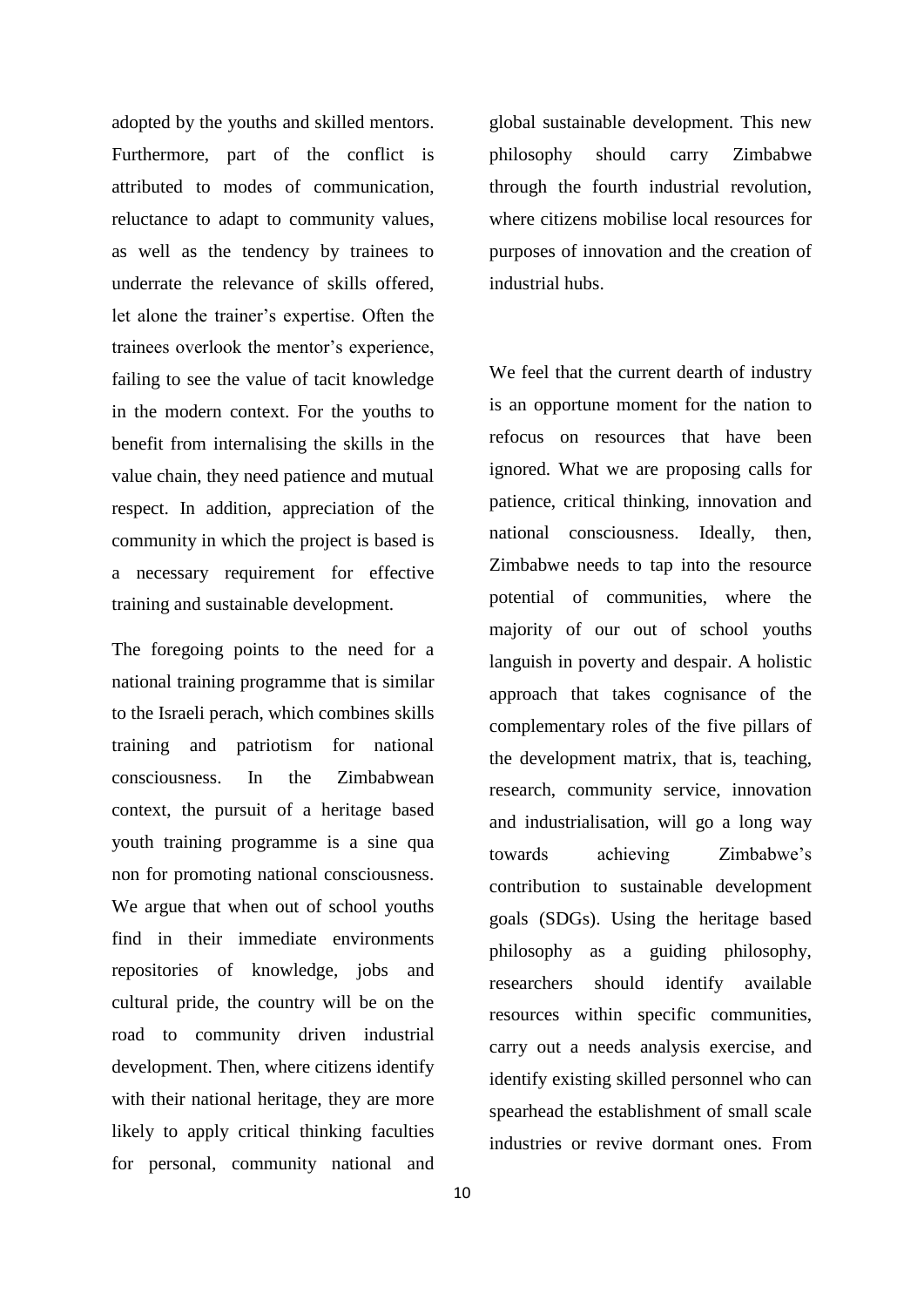adopted by the youths and skilled mentors. Furthermore, part of the conflict is attributed to modes of communication, reluctance to adapt to community values, as well as the tendency by trainees to underrate the relevance of skills offered, let alone the trainer's expertise. Often the trainees overlook the mentor's experience, failing to see the value of tacit knowledge in the modern context. For the youths to benefit from internalising the skills in the value chain, they need patience and mutual respect. In addition, appreciation of the community in which the project is based is a necessary requirement for effective training and sustainable development.

The foregoing points to the need for a national training programme that is similar to the Israeli perach, which combines skills training and patriotism for national consciousness. In the Zimbabwean context, the pursuit of a heritage based youth training programme is a sine qua non for promoting national consciousness. We argue that when out of school youths find in their immediate environments repositories of knowledge, jobs and cultural pride, the country will be on the road to community driven industrial development. Then, where citizens identify with their national heritage, they are more likely to apply critical thinking faculties for personal, community national and global sustainable development. This new philosophy should carry Zimbabwe through the fourth industrial revolution, where citizens mobilise local resources for purposes of innovation and the creation of industrial hubs.

We feel that the current dearth of industry is an opportune moment for the nation to refocus on resources that have been ignored. What we are proposing calls for patience, critical thinking, innovation and national consciousness. Ideally, then, Zimbabwe needs to tap into the resource potential of communities, where the majority of our out of school youths languish in poverty and despair. A holistic approach that takes cognisance of the complementary roles of the five pillars of the development matrix, that is, teaching, research, community service, innovation and industrialisation, will go a long way towards achieving Zimbabwe's contribution to sustainable development goals (SDGs). Using the heritage based philosophy as a guiding philosophy, researchers should identify available resources within specific communities, carry out a needs analysis exercise, and identify existing skilled personnel who can spearhead the establishment of small scale industries or revive dormant ones. From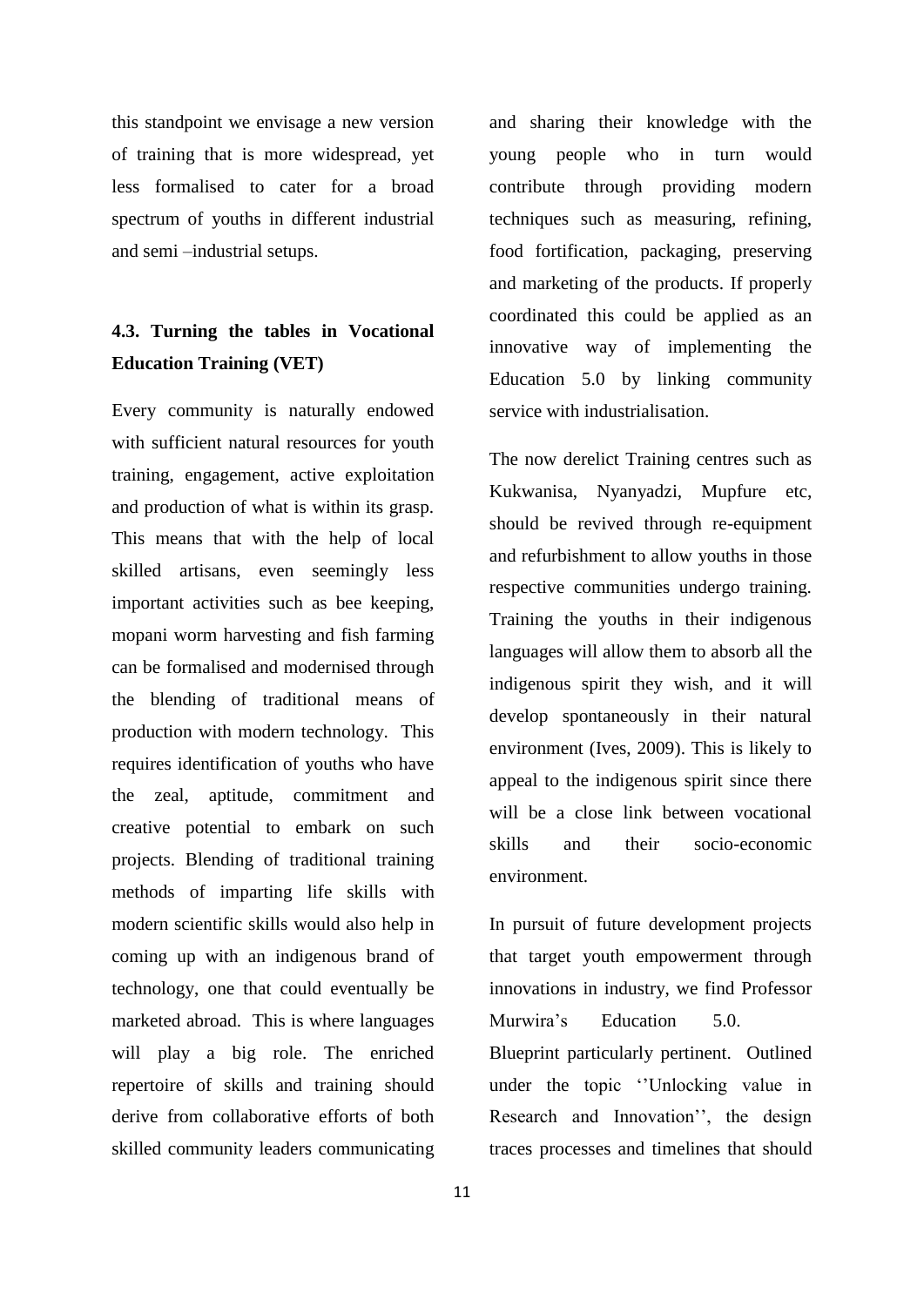this standpoint we envisage a new version of training that is more widespread, yet less formalised to cater for a broad spectrum of youths in different industrial and semi –industrial setups.

### 4.3. Turning the tables in Vocational Education Training (VET)

Every community is naturally endowed with sufficient natural resources for youth training, engagement, active exploitation and production of what is within its grasp. This means that with the help of local skilled artisans, even seemingly less important activities such as bee keeping, mopani worm harvesting and fish farming can be formalised and modernised through the blending of traditional means of production with modern technology. This requires identification of youths who have the zeal, aptitude, commitment and creative potential to embark on such projects. Blending of traditional training methods of imparting life skills with modern scientific skills would also help in coming up with an indigenous brand of technology, one that could eventually be marketed abroad. This is where languages will play a big role. The enriched repertoire of skills and training should derive from collaborative efforts of both skilled community leaders communicating and sharing their knowledge with the young people who in turn would contribute through providing modern techniques such as measuring, refining, food fortification, packaging, preserving and marketing of the products. If properly coordinated this could be applied as an innovative way of implementing the Education 5.0 by linking community service with industrialisation.

The now derelict Training centres such as Kukwanisa, Nyanyadzi, Mupfure etc, should be revived through re-equipment and refurbishment to allow youths in those respective communities undergo training. Training the youths in their indigenous languages will allow them to absorb all the indigenous spirit they wish, and it will develop spontaneously in their natural environment (Ives, 2009). This is likely to appeal to the indigenous spirit since there will be a close link between vocational skills and their socio-economic environment.

In pursuit of future development projects that target youth empowerment through innovations in industry, we find Professor Murwira's Education 5.0. Blueprint particularly pertinent. Outlined under the topic ''Unlocking value in Research and Innovation'', the design traces processes and timelines that should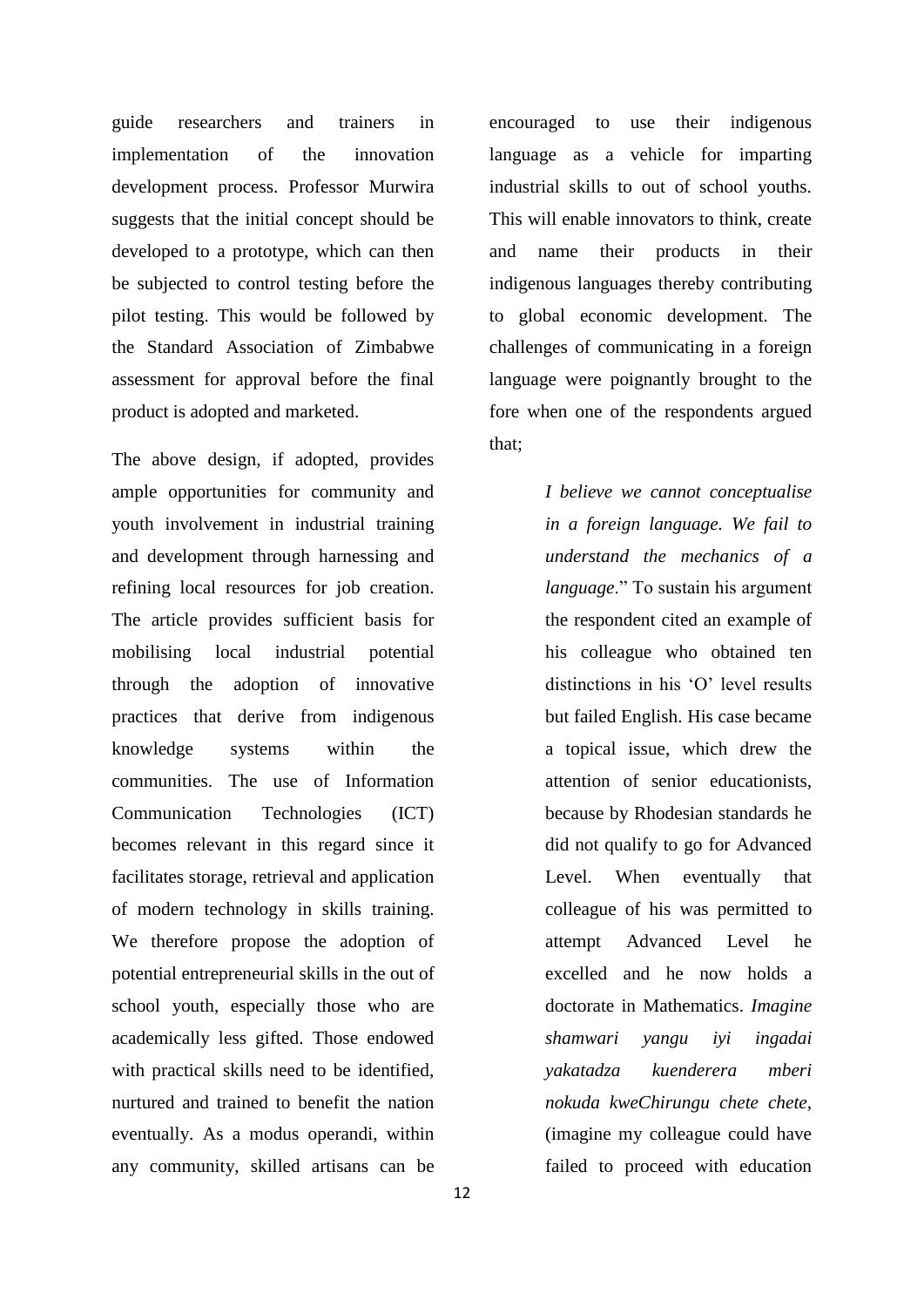guide researchers and trainers in implementation of the innovation development process. Professor Murwira suggests that the initial concept should be developed to a prototype, which can then be subjected to control testing before the pilot testing. This would be followed by the Standard Association of Zimbabwe assessment for approval before the final product is adopted and marketed.

The above design, if adopted, provides ample opportunities for community and youth involvement in industrial training and development through harnessing and refining local resources for job creation. The article provides sufficient basis for mobilising local industrial potential through the adoption of innovative practices that derive from indigenous knowledge systems within the communities. The use of Information Communication Technologies (ICT) becomes relevant in this regard since it facilitates storage, retrieval and application of modern technology in skills training. We therefore propose the adoption of potential entrepreneurial skills in the out of school youth, especially those who are academically less gifted. Those endowed with practical skills need to be identified, nurtured and trained to benefit the nation eventually. As a modus operandi, within any community, skilled artisans can be encouraged to use their indigenous language as a vehicle for imparting industrial skills to out of school youths. This will enable innovators to think, create and name their products in their indigenous languages thereby contributing to global economic development. The challenges of communicating in a foreign language were poignantly brought to the fore when one of the respondents argued that;

> *I believe we cannot conceptualise in a foreign language. We fail to understand the mechanics of a language*." To sustain his argument the respondent cited an example of his colleague who obtained ten distinctions in his 'O' level results but failed English. His case became a topical issue, which drew the attention of senior educationists, because by Rhodesian standards he did not qualify to go for Advanced Level. When eventually that colleague of his was permitted to attempt Advanced Level he excelled and he now holds a doctorate in Mathematics. *Imagine shamwari yangu iyi ingadai yakatadza kuenderera mberi nokuda kweChirungu chete chete*, (imagine my colleague could have failed to proceed with education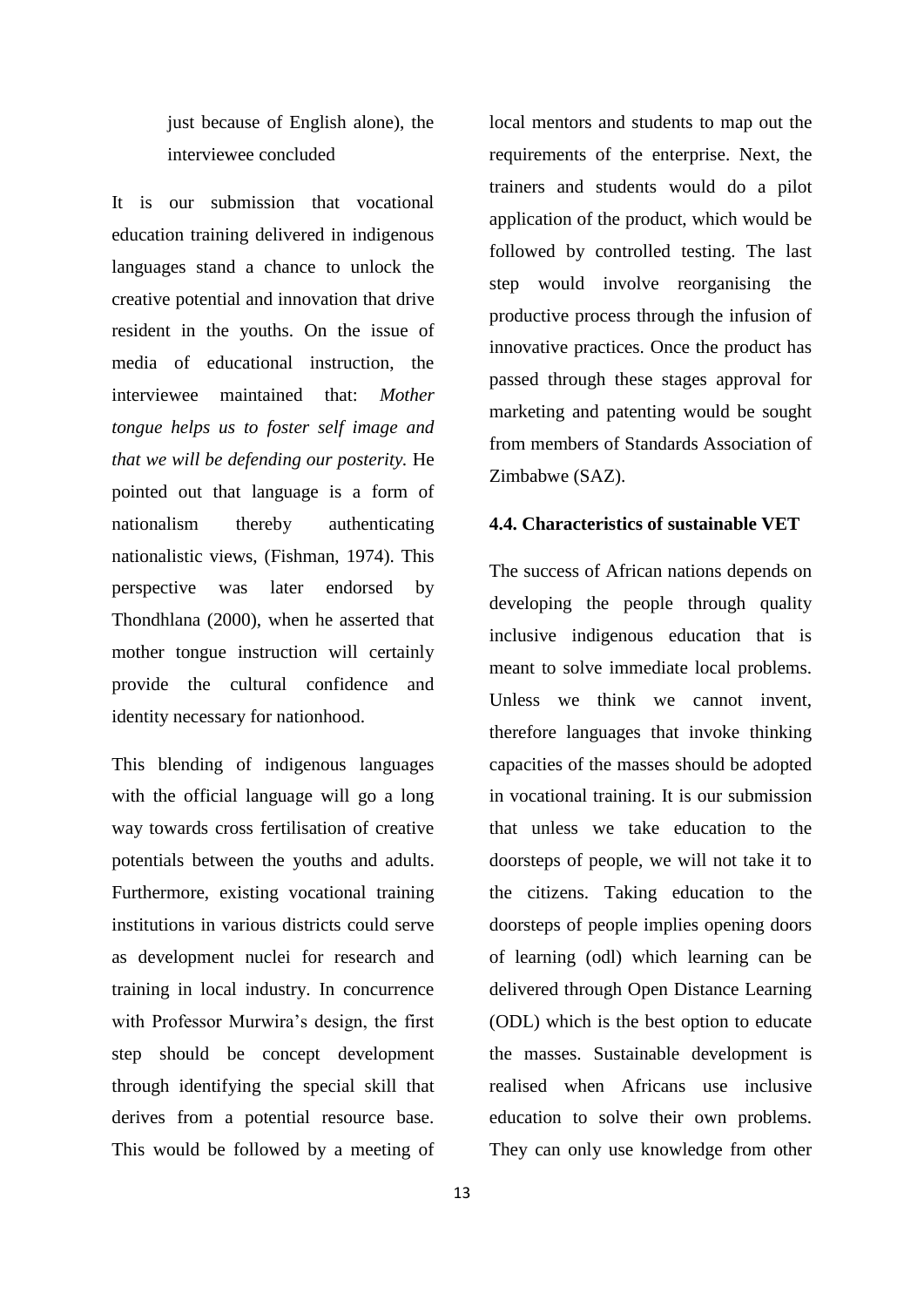just because of English alone), the interviewee concluded

It is our submission that vocational education training delivered in indigenous languages stand a chance to unlock the creative potential and innovation that drive resident in the youths. On the issue of media of educational instruction, the interviewee maintained that: *Mother tongue helps us to foster self image and that we will be defending our posterity.* He pointed out that language is a form of nationalism thereby authenticating nationalistic views, (Fishman, 1974). This perspective was later endorsed by Thondhlana (2000), when he asserted that mother tongue instruction will certainly provide the cultural confidence and identity necessary for nationhood.

This blending of indigenous languages with the official language will go a long way towards cross fertilisation of creative potentials between the youths and adults. Furthermore, existing vocational training institutions in various districts could serve as development nuclei for research and training in local industry. In concurrence with Professor Murwira's design, the first step should be concept development through identifying the special skill that derives from a potential resource base. This would be followed by a meeting of local mentors and students to map out the requirements of the enterprise. Next, the trainers and students would do a pilot application of the product, which would be followed by controlled testing. The last step would involve reorganising the productive process through the infusion of innovative practices. Once the product has passed through these stages approval for marketing and patenting would be sought from members of Standards Association of Zimbabwe (SAZ).

### 4.4. Characteristics of sustainable VET

The success of African nations depends on developing the people through quality inclusive indigenous education that is meant to solve immediate local problems. Unless we think we cannot invent, therefore languages that invoke thinking capacities of the masses should be adopted in vocational training. It is our submission that unless we take education to the doorsteps of people, we will not take it to the citizens. Taking education to the doorsteps of people implies opening doors of learning (odl) which learning can be delivered through Open Distance Learning (ODL) which is the best option to educate the masses. Sustainable development is realised when Africans use inclusive education to solve their own problems. They can only use knowledge from other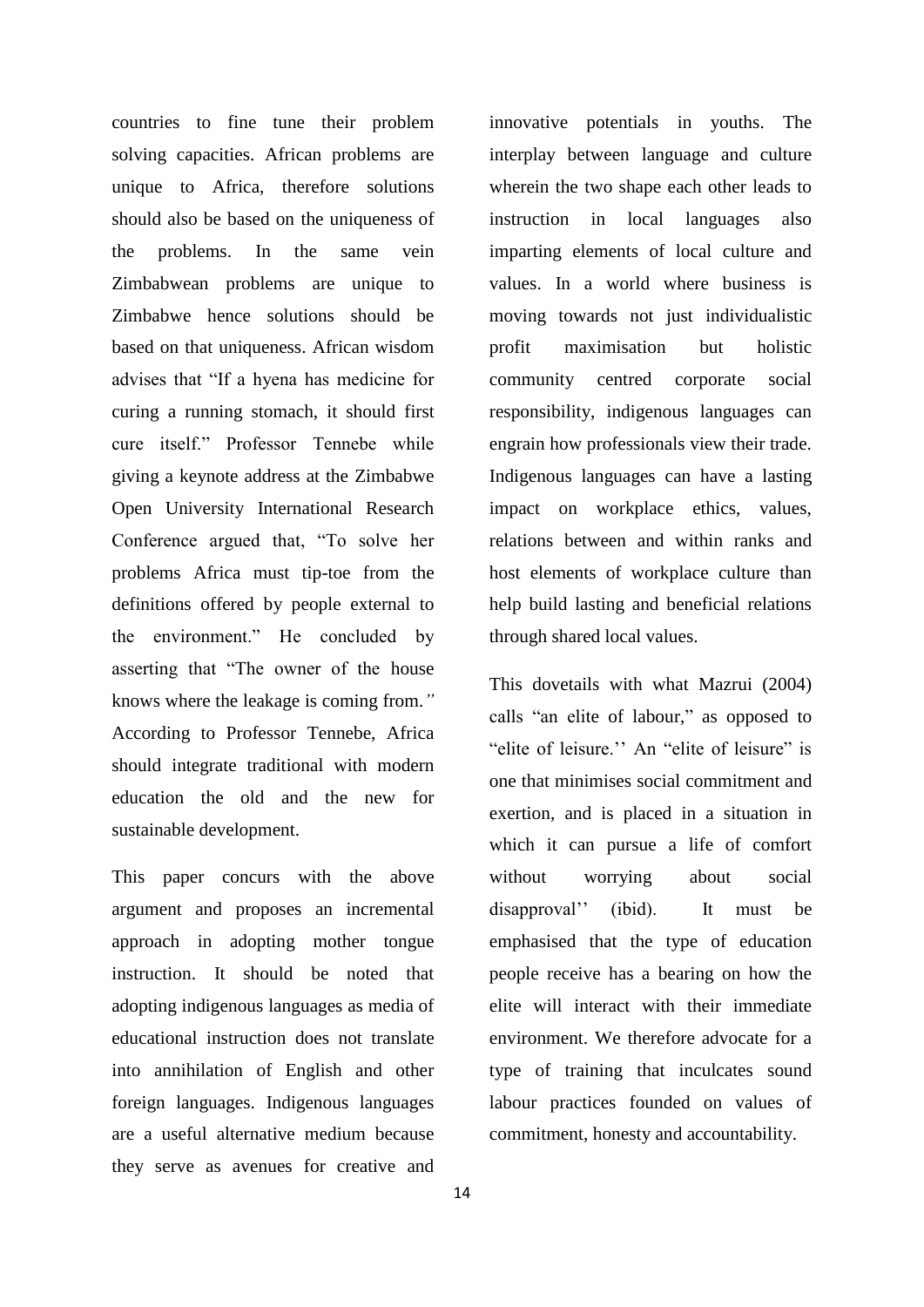countries to fine tune their problem solving capacities. African problems are unique to Africa, therefore solutions should also be based on the uniqueness of the problems. In the same vein Zimbabwean problems are unique to Zimbabwe hence solutions should be based on that uniqueness. African wisdom advises that "If a hyena has medicine for curing a running stomach, it should first cure itself." Professor Tennebe while giving a keynote address at the Zimbabwe Open University International Research Conference argued that, "To solve her problems Africa must tip-toe from the definitions offered by people external to the environment." He concluded by asserting that "The owner of the house knows where the leakage is coming from.*"* According to Professor Tennebe, Africa should integrate traditional with modern education the old and the new for sustainable development.

This paper concurs with the above argument and proposes an incremental approach in adopting mother tongue instruction. It should be noted that adopting indigenous languages as media of educational instruction does not translate into annihilation of English and other foreign languages. Indigenous languages are a useful alternative medium because they serve as avenues for creative and innovative potentials in youths. The interplay between language and culture wherein the two shape each other leads to instruction in local languages also imparting elements of local culture and values. In a world where business is moving towards not just individualistic profit maximisation but holistic community centred corporate social responsibility, indigenous languages can engrain how professionals view their trade. Indigenous languages can have a lasting impact on workplace ethics, values, relations between and within ranks and host elements of workplace culture than help build lasting and beneficial relations through shared local values.

This dovetails with what Mazrui (2004) calls "an elite of labour," as opposed to "elite of leisure.'' An "elite of leisure" is one that minimises social commitment and exertion, and is placed in a situation in which it can pursue a life of comfort without worrying about social disapproval'' (ibid). It must be emphasised that the type of education people receive has a bearing on how the elite will interact with their immediate environment. We therefore advocate for a type of training that inculcates sound labour practices founded on values of commitment, honesty and accountability.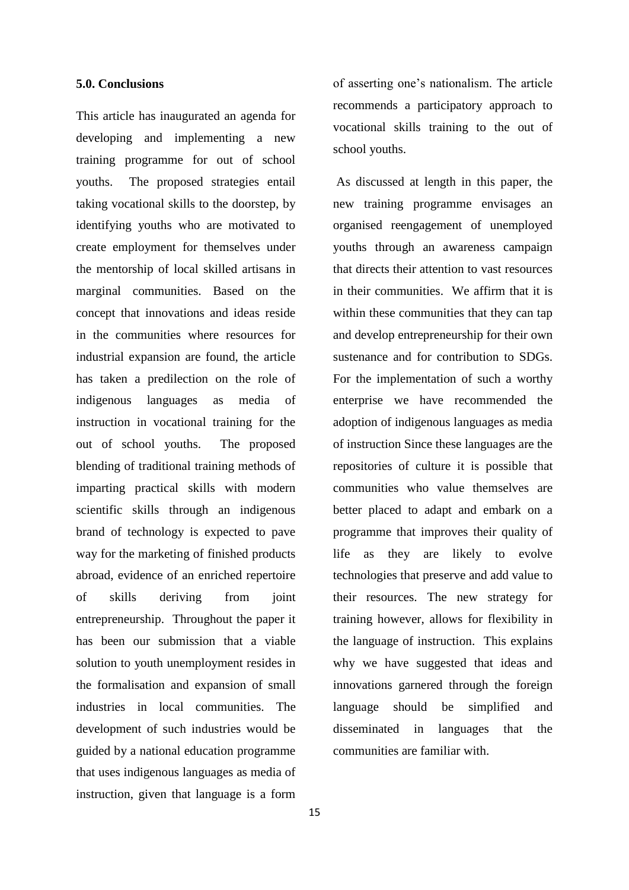### 5.0. Conclusions

This article has inaugurated an agenda for developing and implementing a new training programme for out of school youths. The proposed strategies entail taking vocational skills to the doorstep, by identifying youths who are motivated to create employment for themselves under the mentorship of local skilled artisans in marginal communities. Based on the concept that innovations and ideas reside in the communities where resources for industrial expansion are found, the article has taken a predilection on the role of indigenous languages as media of instruction in vocational training for the out of school youths. The proposed blending of traditional training methods of imparting practical skills with modern scientific skills through an indigenous brand of technology is expected to pave way for the marketing of finished products abroad, evidence of an enriched repertoire of skills deriving from joint entrepreneurship. Throughout the paper it has been our submission that a viable solution to youth unemployment resides in the formalisation and expansion of small industries in local communities. The development of such industries would be guided by a national education programme that uses indigenous languages as media of instruction, given that language is a form of asserting one's nationalism. The article recommends a participatory approach to vocational skills training to the out of school youths.

As discussed at length in this paper, the new training programme envisages an organised reengagement of unemployed youths through an awareness campaign that directs their attention to vast resources in their communities. We affirm that it is within these communities that they can tap and develop entrepreneurship for their own sustenance and for contribution to SDGs. For the implementation of such a worthy enterprise we have recommended the adoption of indigenous languages as media of instruction Since these languages are the repositories of culture it is possible that communities who value themselves are better placed to adapt and embark on a programme that improves their quality of life as they are likely to evolve technologies that preserve and add value to their resources. The new strategy for training however, allows for flexibility in the language of instruction. This explains why we have suggested that ideas and innovations garnered through the foreign language should be simplified and disseminated in languages that the communities are familiar with.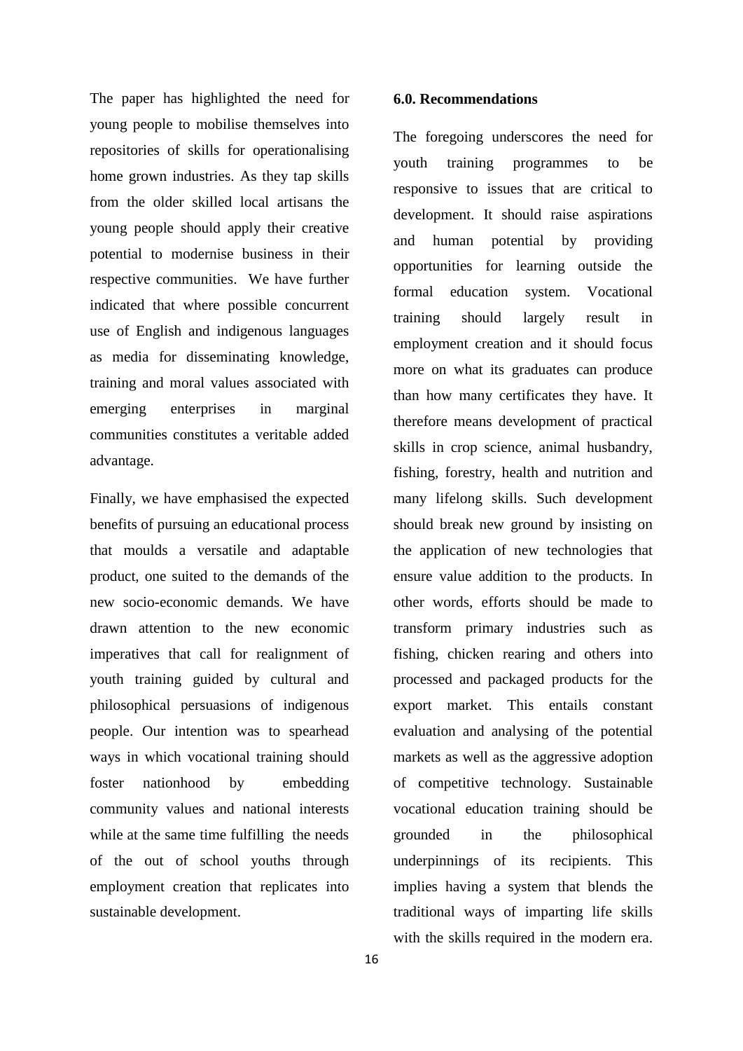The paper has highlighted the need for young people to mobilise themselves into repositories of skills for operationalising home grown industries. As they tap skills from the older skilled local artisans the young people should apply their creative potential to modernise business in their respective communities. We have further indicated that where possible concurrent use of English and indigenous languages as media for disseminating knowledge, training and moral values associated with emerging enterprises in marginal communities constitutes a veritable added advantage.

Finally, we have emphasised the expected benefits of pursuing an educational process that moulds a versatile and adaptable product, one suited to the demands of the new socio-economic demands. We have drawn attention to the new economic imperatives that call for realignment of youth training guided by cultural and philosophical persuasions of indigenous people. Our intention was to spearhead ways in which vocational training should foster nationhood by embedding community values and national interests while at the same time fulfilling the needs of the out of school youths through employment creation that replicates into sustainable development.

**6.0. Recommendations**

The foregoing underscores the need for youth training programmes to be responsive to issues that are critical to development. It should raise aspirations and human potential by providing opportunities for learning outside the formal education system. Vocational training should largely result in employment creation and it should focus more on what its graduates can produce than how many certificates they have. It therefore means development of practical skills in crop science, animal husbandry, fishing, forestry, health and nutrition and many lifelong skills. Such development should break new ground by insisting on the application of new technologies that ensure value addition to the products. In other words, efforts should be made to transform primary industries such as fishing, chicken rearing and others into processed and packaged products for the export market. This entails constant evaluation and analysing of the potential markets as well as the aggressive adoption of competitive technology. Sustainable vocational education training should be grounded in the philosophical underpinnings of its recipients. This implies having a system that blends the traditional ways of imparting life skills with the skills required in the modern era.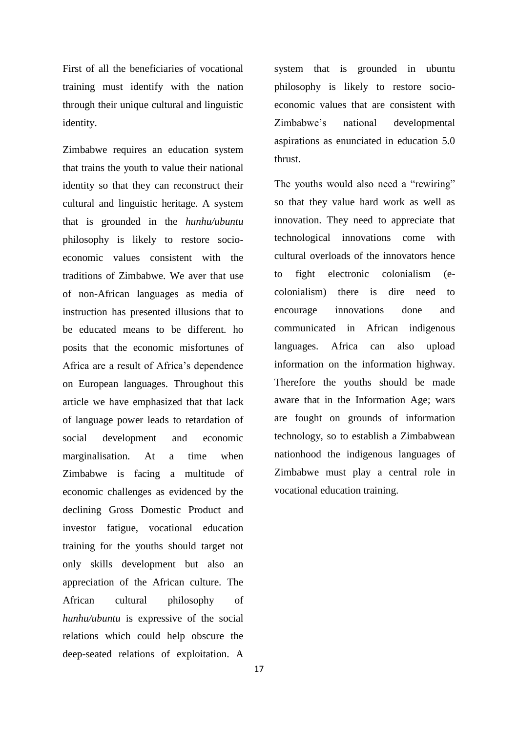First of all the beneficiaries of vocational training must identify with the nation through their unique cultural and linguistic identity.

Zimbabwe requires an education system that trains the youth to value their national identity so that they can reconstruct their cultural and linguistic heritage. A system that is grounded in the *hunhu/ubuntu* philosophy is likely to restore socio-economic values consistent with the traditions of Zimbabwe. We aver that use of non-African languages as media of instruction has presented illusions that to be educated means to be different. ho posits that the economic misfortunes of Africa are a result of Africa's dependence on European languages. Throughout this article we have emphasized that that lack of language power leads to retardation of social development and economic marginalisation. At a time when Zimbabwe is facing a multitude of economic challenges as evidenced by the declining Gross Domestic Product and investor fatigue, vocational education training for the youths should target not only skills development but also an appreciation of the African culture. The African cultural philosophy of *hunhu/ubuntu* is expressive of the social relations which could help obscure the deep-seated relations of exploitation. A system that is grounded in ubuntu philosophy is likely to restore socio-economic values that are consistent with Zimbabwe's national developmental aspirations as enunciated in education 5.0 thrust.

The youths would also need a "rewiring" so that they value hard work as well as innovation. They need to appreciate that technological innovations come with cultural overloads of the innovators hence to fight electronic colonialism (e-colonialism) there is dire need to encourage innovations done and communicated in African indigenous languages. Africa can also upload information on the information highway. Therefore the youths should be made aware that in the Information Age; wars are fought on grounds of information technology, so to establish a Zimbabwean nationhood the indigenous languages of Zimbabwe must play a central role in vocational education training.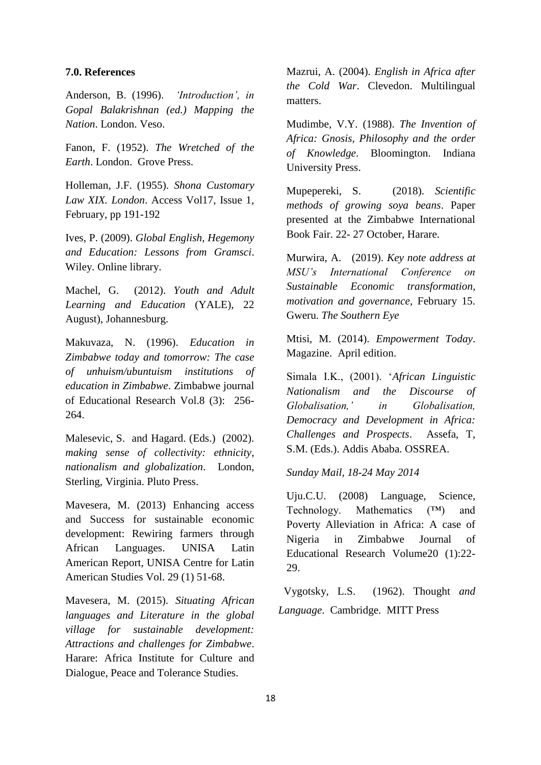### 7.0. References

Anderson, B. (1996). *'Introduction', in Gopal Balakrishnan (ed.) Mapping the Nation*. London. Veso.

Fanon, F. (1952). *The Wretched of the Earth*. London. Grove Press.

Holleman, J.F. (1955). *Shona Customary Law XIX*. *London*. Access Vol17, Issue 1, February, pp 191-192

Ives, P. (2009). *Global English, Hegemony and Education: Lessons from Gramsci*. Wiley. Online library.

Machel, G. (2012). *Youth and Adult Learning and Education* (YALE), 22 August), Johannesburg.

Makuvaza, N. (1996). *Education in Zimbabwe today and tomorrow: The case of unhuism/ubuntuism institutions of education in Zimbabwe*. Zimbabwe journal of Educational Research Vol.8 (3): 256-264.

Malesevic, S. and Hagard. (Eds.) (2002). *making sense of collectivity: ethnicity, nationalism and globalization*. London, Sterling, Virginia. Pluto Press.

Mavesera, M. (2013) Enhancing access and Success for sustainable economic development: Rewiring farmers through African Languages. UNISA Latin American Report, UNISA Centre for Latin American Studies Vol. 29 (1) 51-68.

Mavesera, M. (2015). *Situating African languages and Literature in the global village for sustainable development: Attractions and challenges for Zimbabwe*. Harare: Africa Institute for Culture and Dialogue, Peace and Tolerance Studies.

Mazrui, A. (2004). *English in Africa after the Cold War*. Clevedon. Multilingual matters.

Mudimbe, V.Y. (1988). *The Invention of Africa: Gnosis, Philosophy and the order of Knowledge*. Bloomington. Indiana University Press.

Mupepereki, S. (2018). *Scientific methods of growing soya beans*. Paper presented at the Zimbabwe International Book Fair. 22- 27 October, Harare.

Murwira, A. (2019). *Key note address at MSU's International Conference on Sustainable Economic transformation, motivation and governance*, February 15. Gweru. *The Southern Eye*

Mtisi, M. (2014). *Empowerment Today*. Magazine. April edition.

Simala I.K., (2001). '*African Linguistic Nationalism and the Discourse of Globalisation,' in Globalisation, Democracy and Development in Africa: Challenges and Prospects*. Assefa, T, S.M. (Eds.). Addis Ababa. OSSREA.

*Sunday Mail, 18-24 May 2014*

Uju.C.U. (2008) Language, Science, Technology. Mathematics (™) and Poverty Alleviation in Africa: A case of Nigeria in Zimbabwe Journal of Educational Research Volume20 (1):22-29.

Vygotsky, L.S. (1962). Thought *and Language*. Cambridge. MITT Press